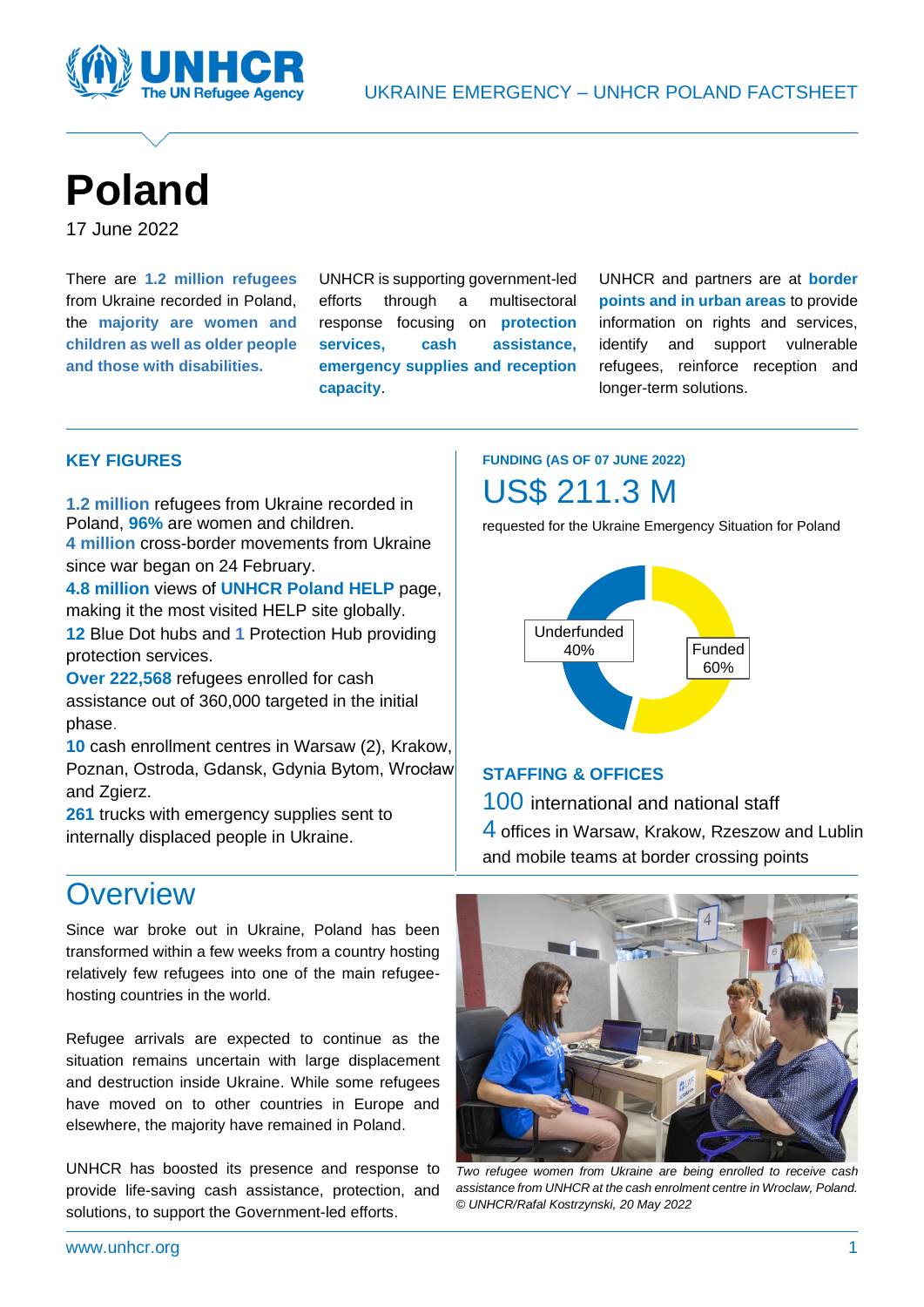UKRAINE EMERGENCY – UNHCR POLAND FACTSHEET

# Poland

17 June 2022

There are **1.2 million refugees** from Ukraine recorded in Poland, the **majority are women and children as well as older people and those with disabilities.**

UNHCR is supporting government-led efforts through a multisectoral response focusing on **protection services, cash assistance, emergency supplies and reception capacity**.

UNHCR and partners are at **border points and in urban areas** to provide information on rights and services, identify and support vulnerable refugees, reinforce reception and longer-term solutions.

## KEY FIGURES

**1.2 million** refugees from Ukraine recorded in Poland, **96%** are women and children.

**4 million** cross-border movements from Ukraine since war began on 24 February.

**4.8 million** views of **UNHCR Poland HELP** page, making it the most visited HELP site globally.

**12** Blue Dot hubs and **1** Protection Hub providing protection services.

**Over 222,568** refugees enrolled for cash assistance out of 360,000 targeted in the initial phase.

**10** cash enrollment centres in Warsaw (2), Krakow, Poznan, Ostroda, Gdansk, Gdynia Bytom, Wrocław and Zgierz.

**261** trucks with emergency supplies sent to internally displaced people in Ukraine.

## FUNDING (AS OF 07 JUNE 2022)

US$ 211.3 M

requested for the Ukraine Emergency Situation for Poland

Underfunded 40%

Funded 60%

## STAFFING & OFFICES

100 international and national staff

4 offices in Warsaw, Krakow, Rzeszow and Lublin and mobile teams at border crossing points

# Overview

Since war broke out in Ukraine, Poland has been transformed within a few weeks from a country hosting relatively few refugees into one of the main refugee-hosting countries in the world.

Refugee arrivals are expected to continue as the situation remains uncertain with large displacement and destruction inside Ukraine. While some refugees have moved on to other countries in Europe and elsewhere, the majority have remained in Poland.

UNHCR has boosted its presence and response to provide life-saving cash assistance, protection, and solutions, to support the Government-led efforts.

*Two refugee women from Ukraine are being enrolled to receive cash assistance from UNHCR at the cash enrolment centre in Wroclaw, Poland. © UNHCR/Rafal Kostrzynski, 20 May 2022*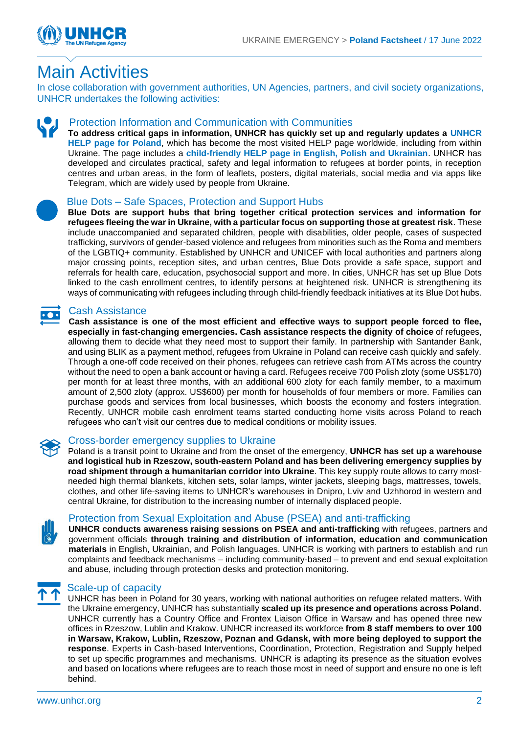# Main Activities

In close collaboration with government authorities, UN Agencies, partners, and civil society organizations, UNHCR undertakes the following activities:

## Protection Information and Communication with Communities

**To address critical gaps in information, UNHCR has quickly set up and regularly updates a UNHCR HELP page for Poland**, which has become the most visited HELP page worldwide, including from within Ukraine. The page includes a **child-friendly HELP page in English, Polish and Ukrainian**. UNHCR has developed and circulates practical, safety and legal information to refugees at border points, in reception centres and urban areas, in the form of leaflets, posters, digital materials, social media and via apps like Telegram, which are widely used by people from Ukraine.

## Blue Dots – Safe Spaces, Protection and Support Hubs

**Blue Dots are support hubs that bring together critical protection services and information for refugees fleeing the war in Ukraine, with a particular focus on supporting those at greatest risk**. These include unaccompanied and separated children, people with disabilities, older people, cases of suspected trafficking, survivors of gender-based violence and refugees from minorities such as the Roma and members of the LGBTIQ+ community. Established by UNHCR and UNICEF with local authorities and partners along major crossing points, reception sites, and urban centres, Blue Dots provide a safe space, support and referrals for health care, education, psychosocial support and more. In cities, UNHCR has set up Blue Dots linked to the cash enrollment centres, to identify persons at heightened risk. UNHCR is strengthening its ways of communicating with refugees including through child-friendly feedback initiatives at its Blue Dot hubs.

## Cash Assistance

**Cash assistance is one of the most efficient and effective ways to support people forced to flee, especially in fast-changing emergencies. Cash assistance respects the dignity of choice** of refugees, allowing them to decide what they need most to support their family. In partnership with Santander Bank, and using BLIK as a payment method, refugees from Ukraine in Poland can receive cash quickly and safely. Through a one-off code received on their phones, refugees can retrieve cash from ATMs across the country without the need to open a bank account or having a card. Refugees receive 700 Polish zloty (some US$170) per month for at least three months, with an additional 600 zloty for each family member, to a maximum amount of 2,500 zloty (approx. US$600) per month for households of four members or more. Families can purchase goods and services from local businesses, which boosts the economy and fosters integration. Recently, UNHCR mobile cash enrolment teams started conducting home visits across Poland to reach refugees who can't visit our centres due to medical conditions or mobility issues.

## Cross-border emergency supplies to Ukraine

Poland is a transit point to Ukraine and from the onset of the emergency, **UNHCR has set up a warehouse and logistical hub in Rzeszow, south-eastern Poland and has been delivering emergency supplies by road shipment through a humanitarian corridor into Ukraine**. This key supply route allows to carry most-needed high thermal blankets, kitchen sets, solar lamps, winter jackets, sleeping bags, mattresses, towels, clothes, and other life-saving items to UNHCR's warehouses in Dnipro, Lviv and Uzhhorod in western and central Ukraine, for distribution to the increasing number of internally displaced people.

## Protection from Sexual Exploitation and Abuse (PSEA) and anti-trafficking

**UNHCR conducts awareness raising sessions on PSEA and anti-trafficking** with refugees, partners and government officials **through training and distribution of information, education and communication materials** in English, Ukrainian, and Polish languages. UNHCR is working with partners to establish and run complaints and feedback mechanisms – including community-based – to prevent and end sexual exploitation and abuse, including through protection desks and protection monitoring.

## Scale-up of capacity

UNHCR has been in Poland for 30 years, working with national authorities on refugee related matters. With the Ukraine emergency, UNHCR has substantially **scaled up its presence and operations across Poland**. UNHCR currently has a Country Office and Frontex Liaison Office in Warsaw and has opened three new offices in Rzeszow, Lublin and Krakow. UNHCR increased its workforce **from 8 staff members to over 100 in Warsaw, Krakow, Lublin, Rzeszow, Poznan and Gdansk, with more being deployed to support the response**. Experts in Cash-based Interventions, Coordination, Protection, Registration and Supply helped to set up specific programmes and mechanisms. UNHCR is adapting its presence as the situation evolves and based on locations where refugees are to reach those most in need of support and ensure no one is left behind.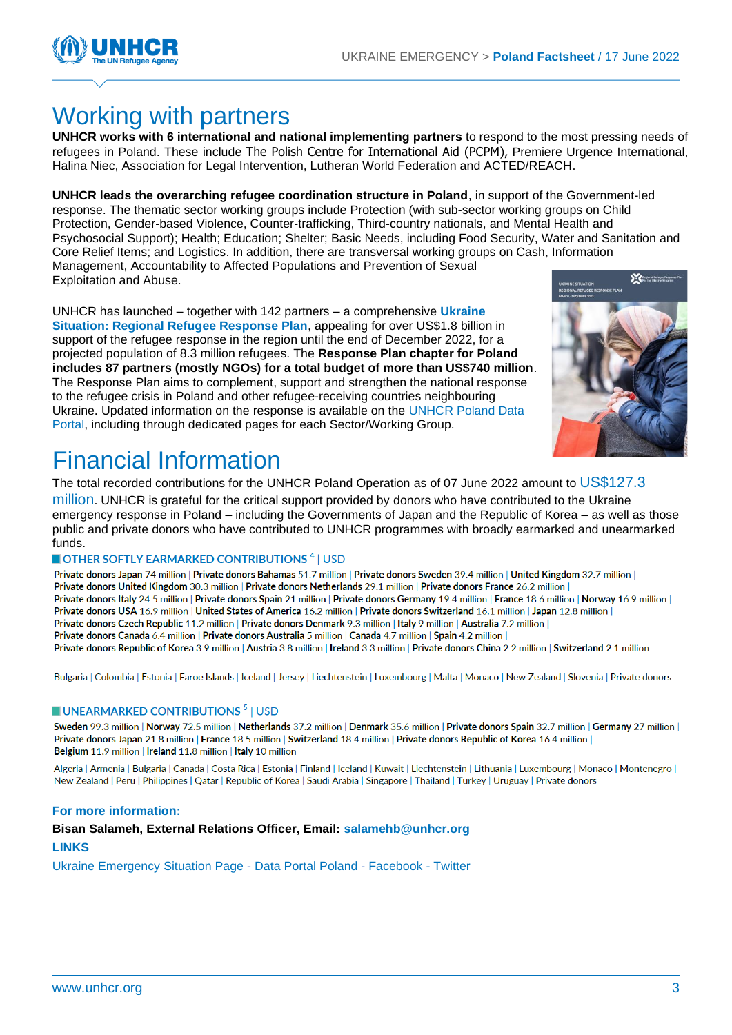# Working with partners

**UNHCR works with 6 international and national implementing partners** to respond to the most pressing needs of refugees in Poland. These include The Polish Centre for International Aid (PCPM), Premiere Urgence International, Halina Niec, Association for Legal Intervention, Lutheran World Federation and ACTED/REACH.

**UNHCR leads the overarching refugee coordination structure in Poland**, in support of the Government-led response. The thematic sector working groups include Protection (with sub-sector working groups on Child Protection, Gender-based Violence, Counter-trafficking, Third-country nationals, and Mental Health and Psychosocial Support); Health; Education; Shelter; Basic Needs, including Food Security, Water and Sanitation and Core Relief Items; and Logistics. In addition, there are transversal working groups on Cash, Information Management, Accountability to Affected Populations and Prevention of Sexual Exploitation and Abuse.

UNHCR has launched – together with 142 partners – a comprehensive **Ukraine Situation: Regional Refugee Response Plan**, appealing for over US$1.8 billion in support of the refugee response in the region until the end of December 2022, for a projected population of 8.3 million refugees. The **Response Plan chapter for Poland includes 87 partners (mostly NGOs) for a total budget of more than US$740 million**. The Response Plan aims to complement, support and strengthen the national response to the refugee crisis in Poland and other refugee-receiving countries neighbouring Ukraine. Updated information on the response is available on the UNHCR Poland Data Portal, including through dedicated pages for each Sector/Working Group.

# Financial Information

The total recorded contributions for the UNHCR Poland Operation as of 07 June 2022 amount to US$127.3 million. UNHCR is grateful for the critical support provided by donors who have contributed to the Ukraine emergency response in Poland – including the Governments of Japan and the Republic of Korea – as well as those public and private donors who have contributed to UNHCR programmes with broadly earmarked and unearmarked funds.

## OTHER SOFTLY EARMARKED CONTRIBUTIONS [4] | USD

**Private donors Japan** 74 million | **Private donors Bahamas** 51.7 million | **Private donors Sweden** 39.4 million | **United Kingdom** 32.7 million | **Private donors United Kingdom** 30.3 million | **Private donors Netherlands** 29.1 million | **Private donors France** 26.2 million | **Private donors Italy** 24.5 million | **Private donors Spain** 21 million | **Private donors Germany** 19.4 million | **France** 18.6 million | **Norway** 16.9 million | **Private donors USA** 16.9 million | **United States of America** 16.2 million | **Private donors Switzerland** 16.1 million | **Japan** 12.8 million | **Private donors Czech Republic** 11.2 million | **Private donors Denmark** 9.3 million | **Italy** 9 million | **Australia** 7.2 million | **Private donors Canada** 6.4 million | **Private donors Australia** 5 million | **Canada** 4.7 million | **Spain** 4.2 million | **Private donors Republic of Korea** 3.9 million | **Austria** 3.8 million | **Ireland** 3.3 million | **Private donors China** 2.2 million | **Switzerland** 2.1 million

Bulgaria | Colombia | Estonia | Faroe Islands | Iceland | Jersey | Liechtenstein | Luxembourg | Malta | Monaco | New Zealand | Slovenia | Private donors

## UNEARMARKED CONTRIBUTIONS [5] | USD

**Sweden** 99.3 million | **Norway** 72.5 million | **Netherlands** 37.2 million | **Denmark** 35.6 million | **Private donors Spain** 32.7 million | **Germany** 27 million | **Private donors Japan** 21.8 million | **France** 18.5 million | **Switzerland** 18.4 million | **Private donors Republic of Korea** 16.4 million | **Belgium** 11.9 million | **Ireland** 11.8 million | **Italy** 10 million

Algeria | Armenia | Bulgaria | Canada | Costa Rica | Estonia | Finland | Iceland | Kuwait | Liechtenstein | Lithuania | Luxembourg | Monaco | Montenegro | New Zealand | Peru | Philippines | Qatar | Republic of Korea | Saudi Arabia | Singapore | Thailand | Turkey | Uruguay | Private donors

**For more information:**

**Bisan Salameh, External Relations Officer, Email: salamehb@unhcr.org**

**LINKS**

Ukraine Emergency Situation Page - Data Portal Poland - Facebook - Twitter